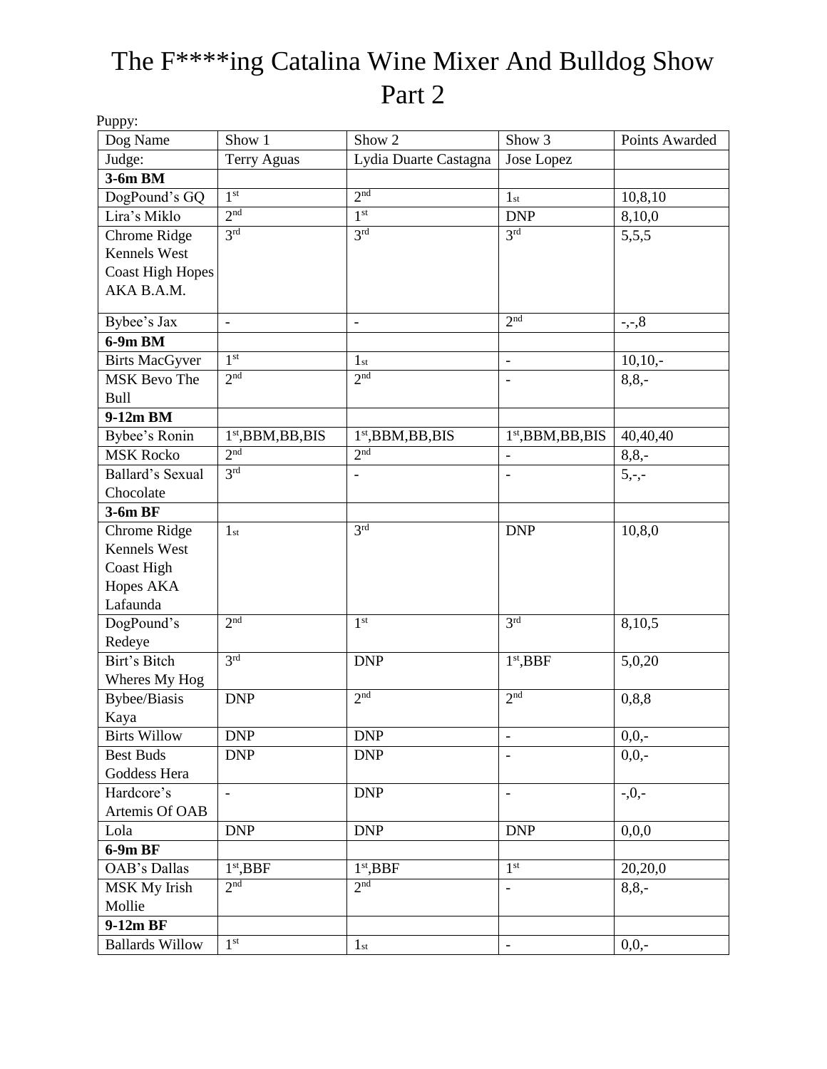# The F****ing Catalina Wine Mixer And Bulldog Show Part 2

Puppy:

| Dog Name | Show 1 | Show 2 | Show 3 | Points Awarded |
|---|---|---|---|---|
| Judge: | Terry Aguas | Lydia Duarte Castagna | Jose Lopez | |
| **3-6m BM** | | | | |
| DogPound's GQ | 1st | 2nd | 1st | 10,8,10 |
| Lira's Miklo | 2nd | 1st | DNP | 8,10,0 |
| Chrome Ridge Kennels West Coast High Hopes AKA B.A.M. | 3rd | 3rd | 3rd | 5,5,5 |
| Bybee's Jax | - | - | 2nd | -,-,8 |
| **6-9m BM** | | | | |
| Birts MacGyver | 1st | 1st | - | 10,10,- |
| MSK Bevo The Bull | 2nd | 2nd | - | 8,8,- |
| **9-12m BM** | | | | |
| Bybee's Ronin | 1st,BBM,BB,BIS | 1st,BBM,BB,BIS | 1st,BBM,BB,BIS | 40,40,40 |
| MSK Rocko | 2nd | 2nd | - | 8,8,- |
| Ballard's Sexual Chocolate | 3rd | - | - | 5,-,- |
| **3-6m BF** | | | | |
| Chrome Ridge Kennels West Coast High Hopes AKA Lafaunda | 1st | 3rd | DNP | 10,8,0 |
| DogPound's Redeye | 2nd | 1st | 3rd | 8,10,5 |
| Birt's Bitch Wheres My Hog | 3rd | DNP | 1st,BBF | 5,0,20 |
| Bybee/Biasis Kaya | DNP | 2nd | 2nd | 0,8,8 |
| Birts Willow | DNP | DNP | - | 0,0,- |
| Best Buds Goddess Hera | DNP | DNP | - | 0,0,- |
| Hardcore's Artemis Of OAB | - | DNP | - | -,0,- |
| Lola | DNP | DNP | DNP | 0,0,0 |
| **6-9m BF** | | | | |
| OAB's Dallas | 1st,BBF | 1st,BBF | 1st | 20,20,0 |
| MSK My Irish Mollie | 2nd | 2nd | - | 8,8,- |
| **9-12m BF** | | | | |
| Ballards Willow | 1st | 1st | - | 0,0,- |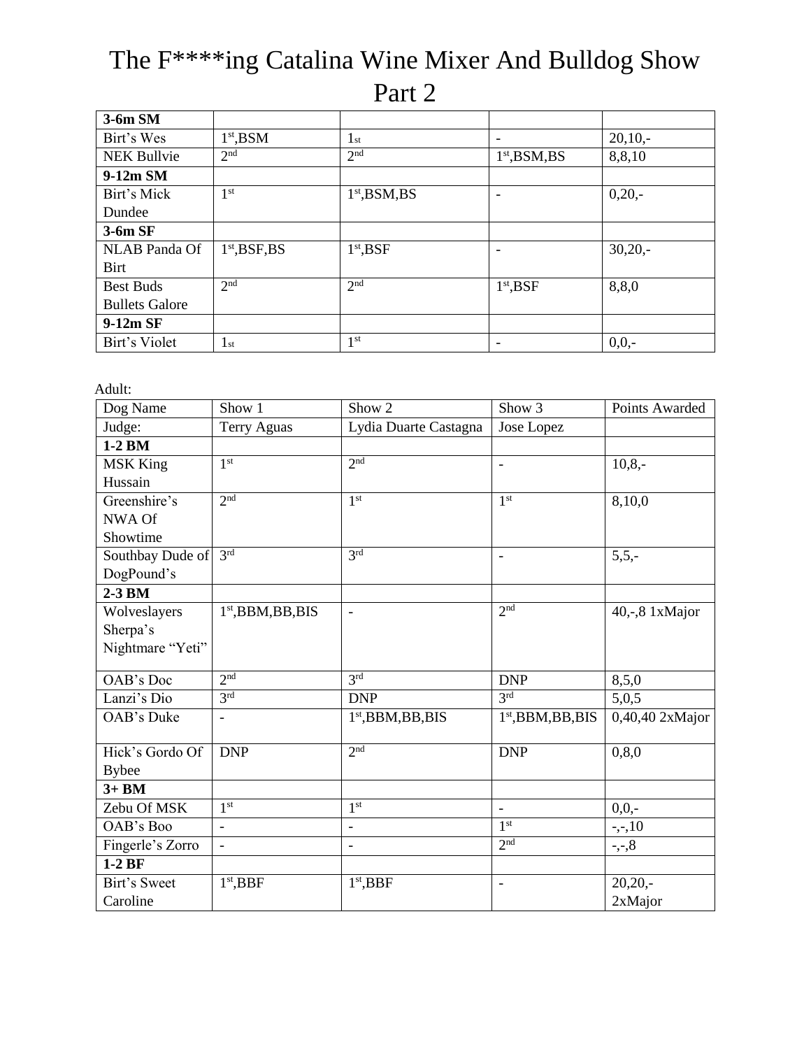# The F****ing Catalina Wine Mixer And Bulldog Show Part 2

| **3-6m SM** | | | | |
|---|---|---|---|---|
| Birt's Wes | 1st,BSM | 1st | - | 20,10,- |
| NEK Bullvie | 2nd | 2nd | 1st,BSM,BS | 8,8,10 |
| **9-12m SM** | | | | |
| Birt's Mick Dundee | 1st | 1st,BSM,BS | - | 0,20,- |
| **3-6m SF** | | | | |
| NLAB Panda Of Birt | 1st,BSF,BS | 1st,BSF | - | 30,20,- |
| Best Buds Bullets Galore | 2nd | 2nd | 1st,BSF | 8,8,0 |
| **9-12m SF** | | | | |
| Birt's Violet | 1st | 1st | - | 0,0,- |

Adult:

| Dog Name | Show 1 | Show 2 | Show 3 | Points Awarded |
|---|---|---|---|---|
| Judge: | Terry Aguas | Lydia Duarte Castagna | Jose Lopez | |
| **1-2 BM** | | | | |
| MSK King Hussain | 1st | 2nd | - | 10,8,- |
| Greenshire's NWA Of Showtime | 2nd | 1st | 1st | 8,10,0 |
| Southbay Dude of DogPound's | 3rd | 3rd | - | 5,5,- |
| **2-3 BM** | | | | |
| Wolveslayers Sherpa's Nightmare "Yeti" | 1st,BBM,BB,BIS | - | 2nd | 40,-,8 1xMajor |
| OAB's Doc | 2nd | 3rd | DNP | 8,5,0 |
| Lanzi's Dio | 3rd | DNP | 3rd | 5,0,5 |
| OAB's Duke | - | 1st,BBM,BB,BIS | 1st,BBM,BB,BIS | 0,40,40 2xMajor |
| Hick's Gordo Of Bybee | DNP | 2nd | DNP | 0,8,0 |
| **3+ BM** | | | | |
| Zebu Of MSK | 1st | 1st | - | 0,0,- |
| OAB's Boo | - | - | 1st | -,-,10 |
| Fingerle's Zorro | - | - | 2nd | -,-,8 |
| **1-2 BF** | | | | |
| Birt's Sweet Caroline | 1st,BBF | 1st,BBF | - | 20,20,- 2xMajor |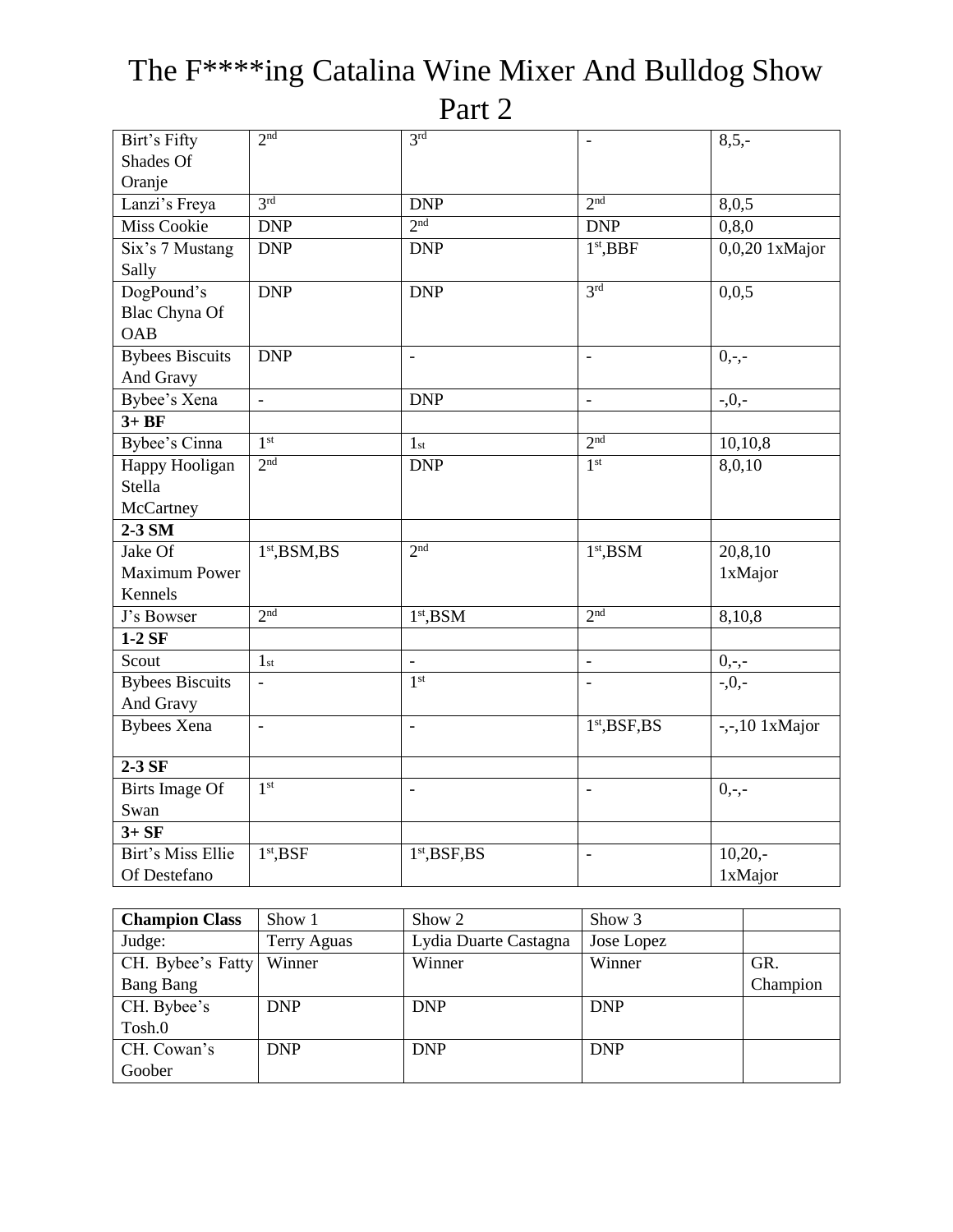# The F****ing Catalina Wine Mixer And Bulldog Show Part 2

| | | | | |
|---|---|---|---|---|
| Birt's Fifty Shades Of Oranje | 2nd | 3rd | - | 8,5,- |
| Lanzi's Freya | 3rd | DNP | 2nd | 8,0,5 |
| Miss Cookie | DNP | 2nd | DNP | 0,8,0 |
| Six's 7 Mustang Sally | DNP | DNP | 1st,BBF | 0,0,20 1xMajor |
| DogPound's Blac Chyna Of OAB | DNP | DNP | 3rd | 0,0,5 |
| Bybees Biscuits And Gravy | DNP | - | - | 0,-,- |
| Bybee's Xena | - | DNP | - | -,0,- |
| **3+ BF** | | | | |
| Bybee's Cinna | 1st | 1st | 2nd | 10,10,8 |
| Happy Hooligan Stella McCartney | 2nd | DNP | 1st | 8,0,10 |
| **2-3 SM** | | | | |
| Jake Of Maximum Power Kennels | 1st,BSM,BS | 2nd | 1st,BSM | 20,8,10 1xMajor |
| J's Bowser | 2nd | 1st,BSM | 2nd | 8,10,8 |
| **1-2 SF** | | | | |
| Scout | 1st | - | - | 0,-,- |
| Bybees Biscuits And Gravy | - | 1st | - | -,0,- |
| Bybees Xena | - | - | 1st,BSF,BS | -,-,10 1xMajor |
| **2-3 SF** | | | | |
| Birts Image Of Swan | 1st | - | - | 0,-,- |
| **3+ SF** | | | | |
| Birt's Miss Ellie Of Destefano | 1st,BSF | 1st,BSF,BS | - | 10,20,- 1xMajor |

| **Champion Class** | Show 1 | Show 2 | Show 3 | |
|---|---|---|---|---|
| Judge: | Terry Aguas | Lydia Duarte Castagna | Jose Lopez | |
| CH. Bybee's Fatty Bang Bang | Winner | Winner | Winner | GR. Champion |
| CH. Bybee's Tosh.0 | DNP | DNP | DNP | |
| CH. Cowan's Goober | DNP | DNP | DNP | |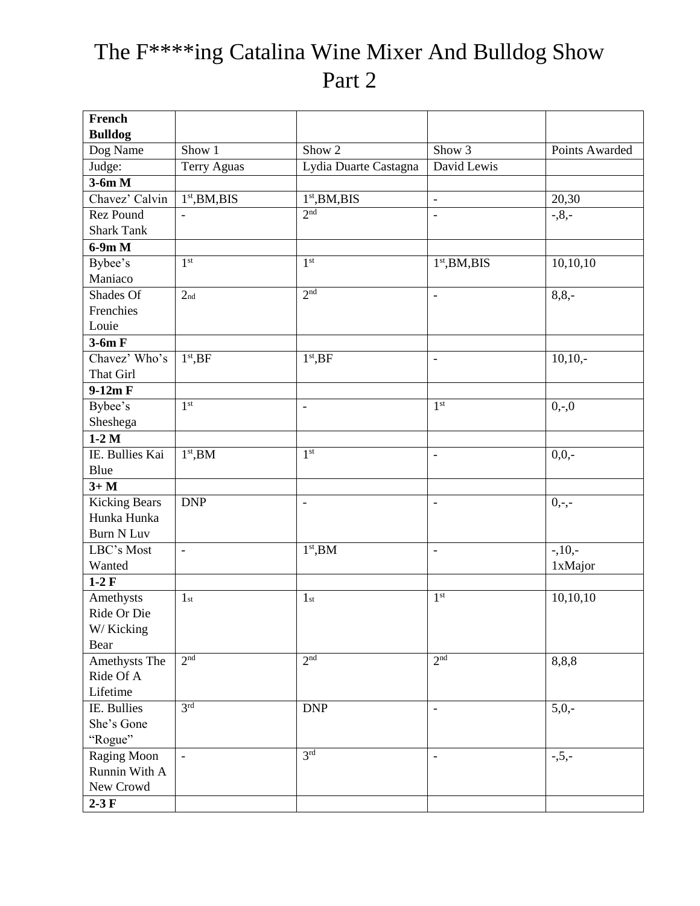# The F****ing Catalina Wine Mixer And Bulldog Show Part 2

| **French Bulldog** | | | | |
|---|---|---|---|---|
| Dog Name | Show 1 | Show 2 | Show 3 | Points Awarded |
| Judge: | Terry Aguas | Lydia Duarte Castagna | David Lewis | |
| **3-6m M** | | | | |
| Chavez' Calvin | 1st,BM,BIS | 1st,BM,BIS | - | 20,30 |
| Rez Pound Shark Tank | - | 2nd | - | -,8,- |
| **6-9m M** | | | | |
| Bybee's Maniaco | 1st | 1st | 1st,BM,BIS | 10,10,10 |
| Shades Of Frenchies Louie | 2nd | 2nd | - | 8,8,- |
| **3-6m F** | | | | |
| Chavez' Who's That Girl | 1st,BF | 1st,BF | - | 10,10,- |
| **9-12m F** | | | | |
| Bybee's Sheshega | 1st | - | 1st | 0,-,0 |
| **1-2 M** | | | | |
| IE. Bullies Kai Blue | 1st,BM | 1st | - | 0,0,- |
| **3+ M** | | | | |
| Kicking Bears Hunka Hunka Burn N Luv | DNP | - | - | 0,-,- |
| LBC's Most Wanted | - | 1st,BM | - | -,10,- 1xMajor |
| **1-2 F** | | | | |
| Amethysts Ride Or Die W/ Kicking Bear | 1st | 1st | 1st | 10,10,10 |
| Amethysts The Ride Of A Lifetime | 2nd | 2nd | 2nd | 8,8,8 |
| IE. Bullies She's Gone "Rogue" | 3rd | DNP | - | 5,0,- |
| Raging Moon Runnin With A New Crowd | - | 3rd | - | -,5,- |
| **2-3 F** | | | | |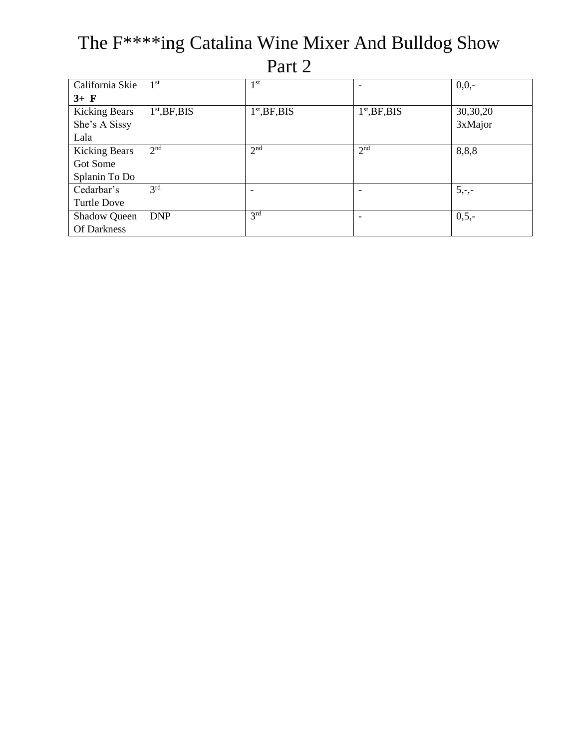# The F****ing Catalina Wine Mixer And Bulldog Show Part 2

| | | | | |
|---|---|---|---|---|
| California Skie | 1st | 1st | - | 0,0,- |
| **3+ F** | | | | |
| Kicking Bears She's A Sissy Lala | 1st,BF,BIS | 1st,BF,BIS | 1st,BF,BIS | 30,30,20 3xMajor |
| Kicking Bears Got Some Splanin To Do | 2nd | 2nd | 2nd | 8,8,8 |
| Cedarbar's Turtle Dove | 3rd | - | - | 5,-,- |
| Shadow Queen Of Darkness | DNP | 3rd | - | 0,5,- |